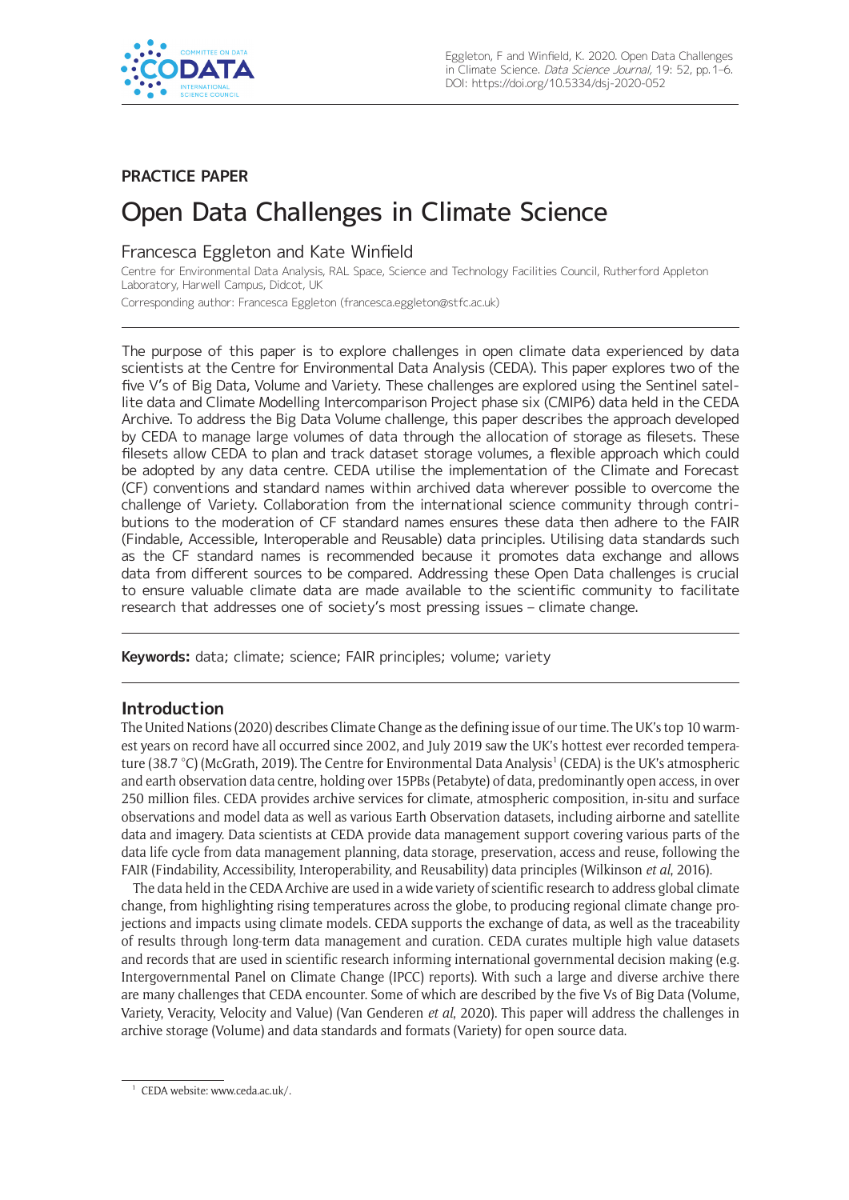**PRACTICE PAPER**

# Open Data Challenges in Climate Science

Francesca Eggleton and Kate Winfield

Centre for Environmental Data Analysis, RAL Space, Science and Technology Facilities Council, Rutherford Appleton Laboratory, Harwell Campus, Didcot, UK

Corresponding author: Francesca Eggleton (francesca.eggleton@stfc.ac.uk)

The purpose of this paper is to explore challenges in open climate data experienced by data scientists at the Centre for Environmental Data Analysis (CEDA). This paper explores two of the five V's of Big Data, Volume and Variety. These challenges are explored using the Sentinel satellite data and Climate Modelling Intercomparison Project phase six (CMIP6) data held in the CEDA Archive. To address the Big Data Volume challenge, this paper describes the approach developed by CEDA to manage large volumes of data through the allocation of storage as filesets. These filesets allow CEDA to plan and track dataset storage volumes, a flexible approach which could be adopted by any data centre. CEDA utilise the implementation of the Climate and Forecast (CF) conventions and standard names within archived data wherever possible to overcome the challenge of Variety. Collaboration from the international science community through contributions to the moderation of CF standard names ensures these data then adhere to the FAIR (Findable, Accessible, Interoperable and Reusable) data principles. Utilising data standards such as the CF standard names is recommended because it promotes data exchange and allows data from different sources to be compared. Addressing these Open Data challenges is crucial to ensure valuable climate data are made available to the scientific community to facilitate research that addresses one of society's most pressing issues – climate change.

**Keywords:** data; climate; science; FAIR principles; volume; variety

## Introduction

The United Nations (2020) describes Climate Change as the defining issue of our time. The UK's top 10 warmest years on record have all occurred since 2002, and July 2019 saw the UK's hottest ever recorded temperature (38.7 °C) (McGrath, 2019). The Centre for Environmental Data Analysis[1] (CEDA) is the UK's atmospheric and earth observation data centre, holding over 15PBs (Petabyte) of data, predominantly open access, in over 250 million files. CEDA provides archive services for climate, atmospheric composition, in-situ and surface observations and model data as well as various Earth Observation datasets, including airborne and satellite data and imagery. Data scientists at CEDA provide data management support covering various parts of the data life cycle from data management planning, data storage, preservation, access and reuse, following the FAIR (Findability, Accessibility, Interoperability, and Reusability) data principles (Wilkinson *et al*, 2016).

The data held in the CEDA Archive are used in a wide variety of scientific research to address global climate change, from highlighting rising temperatures across the globe, to producing regional climate change projections and impacts using climate models. CEDA supports the exchange of data, as well as the traceability of results through long-term data management and curation. CEDA curates multiple high value datasets and records that are used in scientific research informing international governmental decision making (e.g. Intergovernmental Panel on Climate Change (IPCC) reports). With such a large and diverse archive there are many challenges that CEDA encounter. Some of which are described by the five Vs of Big Data (Volume, Variety, Veracity, Velocity and Value) (Van Genderen *et al*, 2020). This paper will address the challenges in archive storage (Volume) and data standards and formats (Variety) for open source data.

[1] CEDA website: www.ceda.ac.uk/.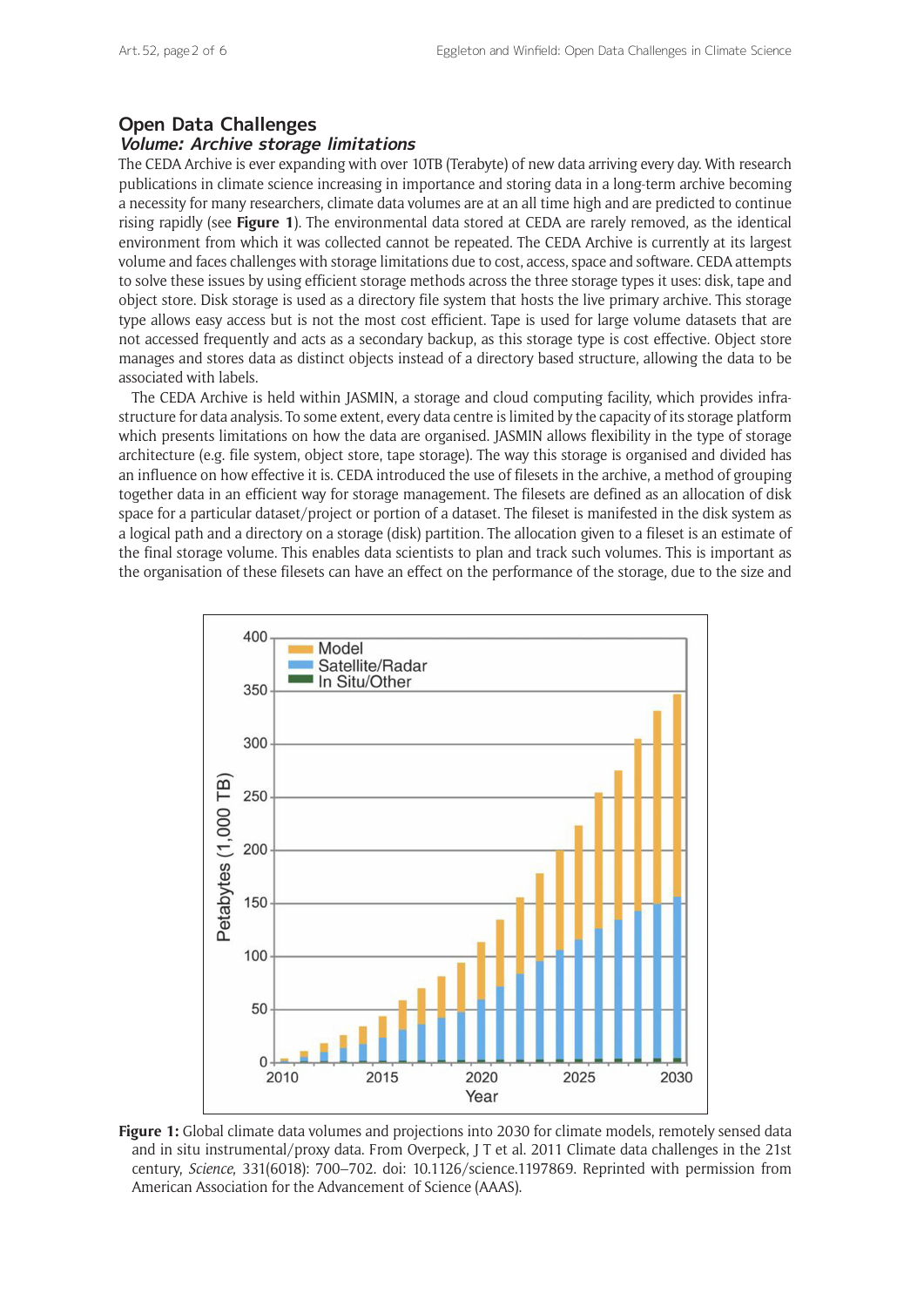## Open Data Challenges

### *Volume: Archive storage limitations*

The CEDA Archive is ever expanding with over 10TB (Terabyte) of new data arriving every day. With research publications in climate science increasing in importance and storing data in a long-term archive becoming a necessity for many researchers, climate data volumes are at an all time high and are predicted to continue rising rapidly (see **Figure 1**). The environmental data stored at CEDA are rarely removed, as the identical environment from which it was collected cannot be repeated. The CEDA Archive is currently at its largest volume and faces challenges with storage limitations due to cost, access, space and software. CEDA attempts to solve these issues by using efficient storage methods across the three storage types it uses: disk, tape and object store. Disk storage is used as a directory file system that hosts the live primary archive. This storage type allows easy access but is not the most cost efficient. Tape is used for large volume datasets that are not accessed frequently and acts as a secondary backup, as this storage type is cost effective. Object store manages and stores data as distinct objects instead of a directory based structure, allowing the data to be associated with labels.

The CEDA Archive is held within JASMIN, a storage and cloud computing facility, which provides infrastructure for data analysis. To some extent, every data centre is limited by the capacity of its storage platform which presents limitations on how the data are organised. JASMIN allows flexibility in the type of storage architecture (e.g. file system, object store, tape storage). The way this storage is organised and divided has an influence on how effective it is. CEDA introduced the use of filesets in the archive, a method of grouping together data in an efficient way for storage management. The filesets are defined as an allocation of disk space for a particular dataset/project or portion of a dataset. The fileset is manifested in the disk system as a logical path and a directory on a storage (disk) partition. The allocation given to a fileset is an estimate of the final storage volume. This enables data scientists to plan and track such volumes. This is important as the organisation of these filesets can have an effect on the performance of the storage, due to the size and

**Figure 1:** Global climate data volumes and projections into 2030 for climate models, remotely sensed data and in situ instrumental/proxy data. From Overpeck, J T et al. 2011 Climate data challenges in the 21st century, *Science*, 331(6018): 700–702. doi: 10.1126/science.1197869. Reprinted with permission from American Association for the Advancement of Science (AAAS).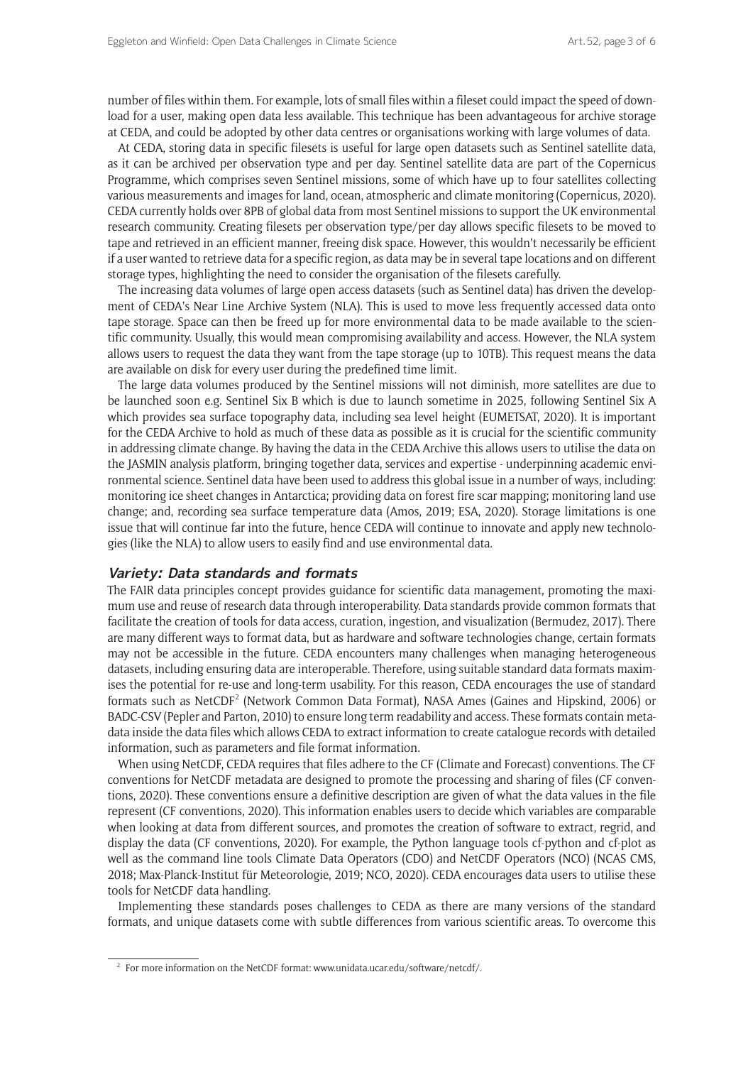number of files within them. For example, lots of small files within a fileset could impact the speed of download for a user, making open data less available. This technique has been advantageous for archive storage at CEDA, and could be adopted by other data centres or organisations working with large volumes of data.

At CEDA, storing data in specific filesets is useful for large open datasets such as Sentinel satellite data, as it can be archived per observation type and per day. Sentinel satellite data are part of the Copernicus Programme, which comprises seven Sentinel missions, some of which have up to four satellites collecting various measurements and images for land, ocean, atmospheric and climate monitoring (Copernicus, 2020). CEDA currently holds over 8PB of global data from most Sentinel missions to support the UK environmental research community. Creating filesets per observation type/per day allows specific filesets to be moved to tape and retrieved in an efficient manner, freeing disk space. However, this wouldn't necessarily be efficient if a user wanted to retrieve data for a specific region, as data may be in several tape locations and on different storage types, highlighting the need to consider the organisation of the filesets carefully.

The increasing data volumes of large open access datasets (such as Sentinel data) has driven the development of CEDA's Near Line Archive System (NLA). This is used to move less frequently accessed data onto tape storage. Space can then be freed up for more environmental data to be made available to the scientific community. Usually, this would mean compromising availability and access. However, the NLA system allows users to request the data they want from the tape storage (up to 10TB). This request means the data are available on disk for every user during the predefined time limit.

The large data volumes produced by the Sentinel missions will not diminish, more satellites are due to be launched soon e.g. Sentinel Six B which is due to launch sometime in 2025, following Sentinel Six A which provides sea surface topography data, including sea level height (EUMETSAT, 2020). It is important for the CEDA Archive to hold as much of these data as possible as it is crucial for the scientific community in addressing climate change. By having the data in the CEDA Archive this allows users to utilise the data on the JASMIN analysis platform, bringing together data, services and expertise - underpinning academic environmental science. Sentinel data have been used to address this global issue in a number of ways, including: monitoring ice sheet changes in Antarctica; providing data on forest fire scar mapping; monitoring land use change; and, recording sea surface temperature data (Amos, 2019; ESA, 2020). Storage limitations is one issue that will continue far into the future, hence CEDA will continue to innovate and apply new technologies (like the NLA) to allow users to easily find and use environmental data.

### *Variety: Data standards and formats*

The FAIR data principles concept provides guidance for scientific data management, promoting the maximum use and reuse of research data through interoperability. Data standards provide common formats that facilitate the creation of tools for data access, curation, ingestion, and visualization (Bermudez, 2017). There are many different ways to format data, but as hardware and software technologies change, certain formats may not be accessible in the future. CEDA encounters many challenges when managing heterogeneous datasets, including ensuring data are interoperable. Therefore, using suitable standard data formats maximises the potential for re-use and long-term usability. For this reason, CEDA encourages the use of standard formats such as NetCDF[2] (Network Common Data Format), NASA Ames (Gaines and Hipskind, 2006) or BADC-CSV (Pepler and Parton, 2010) to ensure long term readability and access. These formats contain metadata inside the data files which allows CEDA to extract information to create catalogue records with detailed information, such as parameters and file format information.

When using NetCDF, CEDA requires that files adhere to the CF (Climate and Forecast) conventions. The CF conventions for NetCDF metadata are designed to promote the processing and sharing of files (CF conventions, 2020). These conventions ensure a definitive description are given of what the data values in the file represent (CF conventions, 2020). This information enables users to decide which variables are comparable when looking at data from different sources, and promotes the creation of software to extract, regrid, and display the data (CF conventions, 2020). For example, the Python language tools cf-python and cf-plot as well as the command line tools Climate Data Operators (CDO) and NetCDF Operators (NCO) (NCAS CMS, 2018; Max-Planck-Institut für Meteorologie, 2019; NCO, 2020). CEDA encourages data users to utilise these tools for NetCDF data handling.

Implementing these standards poses challenges to CEDA as there are many versions of the standard formats, and unique datasets come with subtle differences from various scientific areas. To overcome this

---

[2] For more information on the NetCDF format: www.unidata.ucar.edu/software/netcdf/.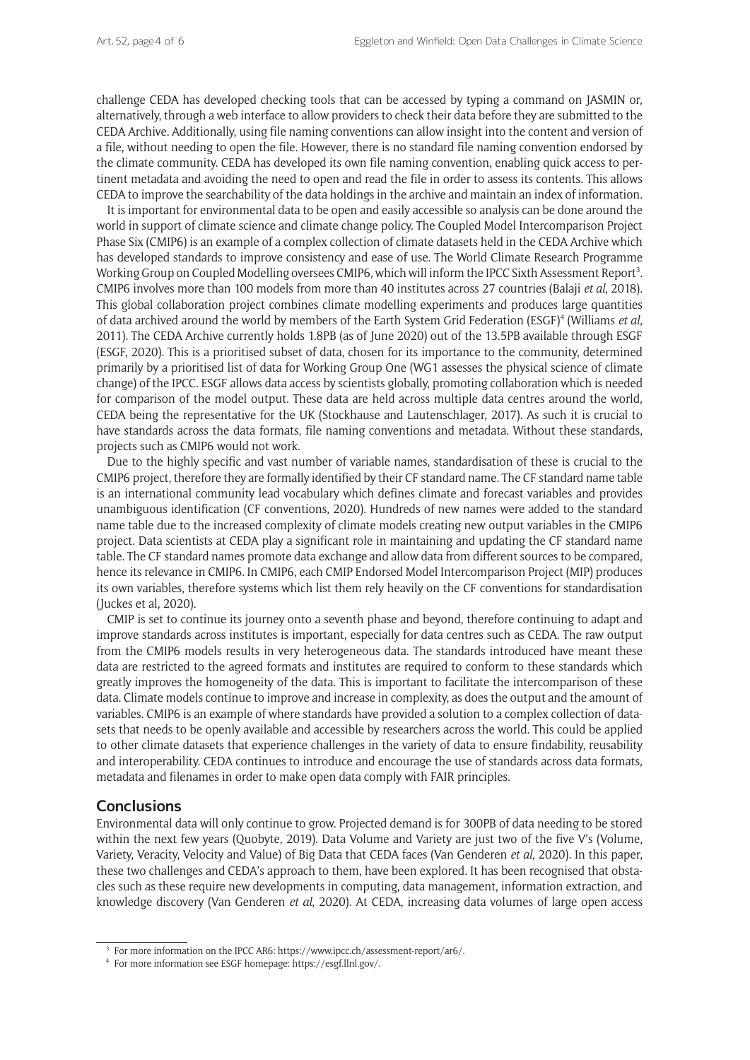challenge CEDA has developed checking tools that can be accessed by typing a command on JASMIN or, alternatively, through a web interface to allow providers to check their data before they are submitted to the CEDA Archive. Additionally, using file naming conventions can allow insight into the content and version of a file, without needing to open the file. However, there is no standard file naming convention endorsed by the climate community. CEDA has developed its own file naming convention, enabling quick access to pertinent metadata and avoiding the need to open and read the file in order to assess its contents. This allows CEDA to improve the searchability of the data holdings in the archive and maintain an index of information.

It is important for environmental data to be open and easily accessible so analysis can be done around the world in support of climate science and climate change policy. The Coupled Model Intercomparison Project Phase Six (CMIP6) is an example of a complex collection of climate datasets held in the CEDA Archive which has developed standards to improve consistency and ease of use. The World Climate Research Programme Working Group on Coupled Modelling oversees CMIP6, which will inform the IPCC Sixth Assessment Report[3]. CMIP6 involves more than 100 models from more than 40 institutes across 27 countries (Balaji *et al*, 2018). This global collaboration project combines climate modelling experiments and produces large quantities of data archived around the world by members of the Earth System Grid Federation (ESGF)[4] (Williams *et al*, 2011). The CEDA Archive currently holds 1.8PB (as of June 2020) out of the 13.5PB available through ESGF (ESGF, 2020). This is a prioritised subset of data, chosen for its importance to the community, determined primarily by a prioritised list of data for Working Group One (WG1 assesses the physical science of climate change) of the IPCC. ESGF allows data access by scientists globally, promoting collaboration which is needed for comparison of the model output. These data are held across multiple data centres around the world, CEDA being the representative for the UK (Stockhause and Lautenschlager, 2017). As such it is crucial to have standards across the data formats, file naming conventions and metadata. Without these standards, projects such as CMIP6 would not work.

Due to the highly specific and vast number of variable names, standardisation of these is crucial to the CMIP6 project, therefore they are formally identified by their CF standard name. The CF standard name table is an international community lead vocabulary which defines climate and forecast variables and provides unambiguous identification (CF conventions, 2020). Hundreds of new names were added to the standard name table due to the increased complexity of climate models creating new output variables in the CMIP6 project. Data scientists at CEDA play a significant role in maintaining and updating the CF standard name table. The CF standard names promote data exchange and allow data from different sources to be compared, hence its relevance in CMIP6. In CMIP6, each CMIP Endorsed Model Intercomparison Project (MIP) produces its own variables, therefore systems which list them rely heavily on the CF conventions for standardisation (Juckes et al, 2020).

CMIP is set to continue its journey onto a seventh phase and beyond, therefore continuing to adapt and improve standards across institutes is important, especially for data centres such as CEDA. The raw output from the CMIP6 models results in very heterogeneous data. The standards introduced have meant these data are restricted to the agreed formats and institutes are required to conform to these standards which greatly improves the homogeneity of the data. This is important to facilitate the intercomparison of these data. Climate models continue to improve and increase in complexity, as does the output and the amount of variables. CMIP6 is an example of where standards have provided a solution to a complex collection of datasets that needs to be openly available and accessible by researchers across the world. This could be applied to other climate datasets that experience challenges in the variety of data to ensure findability, reusability and interoperability. CEDA continues to introduce and encourage the use of standards across data formats, metadata and filenames in order to make open data comply with FAIR principles.

## Conclusions

Environmental data will only continue to grow. Projected demand is for 300PB of data needing to be stored within the next few years (Quobyte, 2019). Data Volume and Variety are just two of the five V's (Volume, Variety, Veracity, Velocity and Value) of Big Data that CEDA faces (Van Genderen *et al*, 2020). In this paper, these two challenges and CEDA's approach to them, have been explored. It has been recognised that obstacles such as these require new developments in computing, data management, information extraction, and knowledge discovery (Van Genderen *et al*, 2020). At CEDA, increasing data volumes of large open access

---

[3] For more information on the IPCC AR6: https://www.ipcc.ch/assessment-report/ar6/.

[4] For more information see ESGF homepage: https://esgf.llnl.gov/.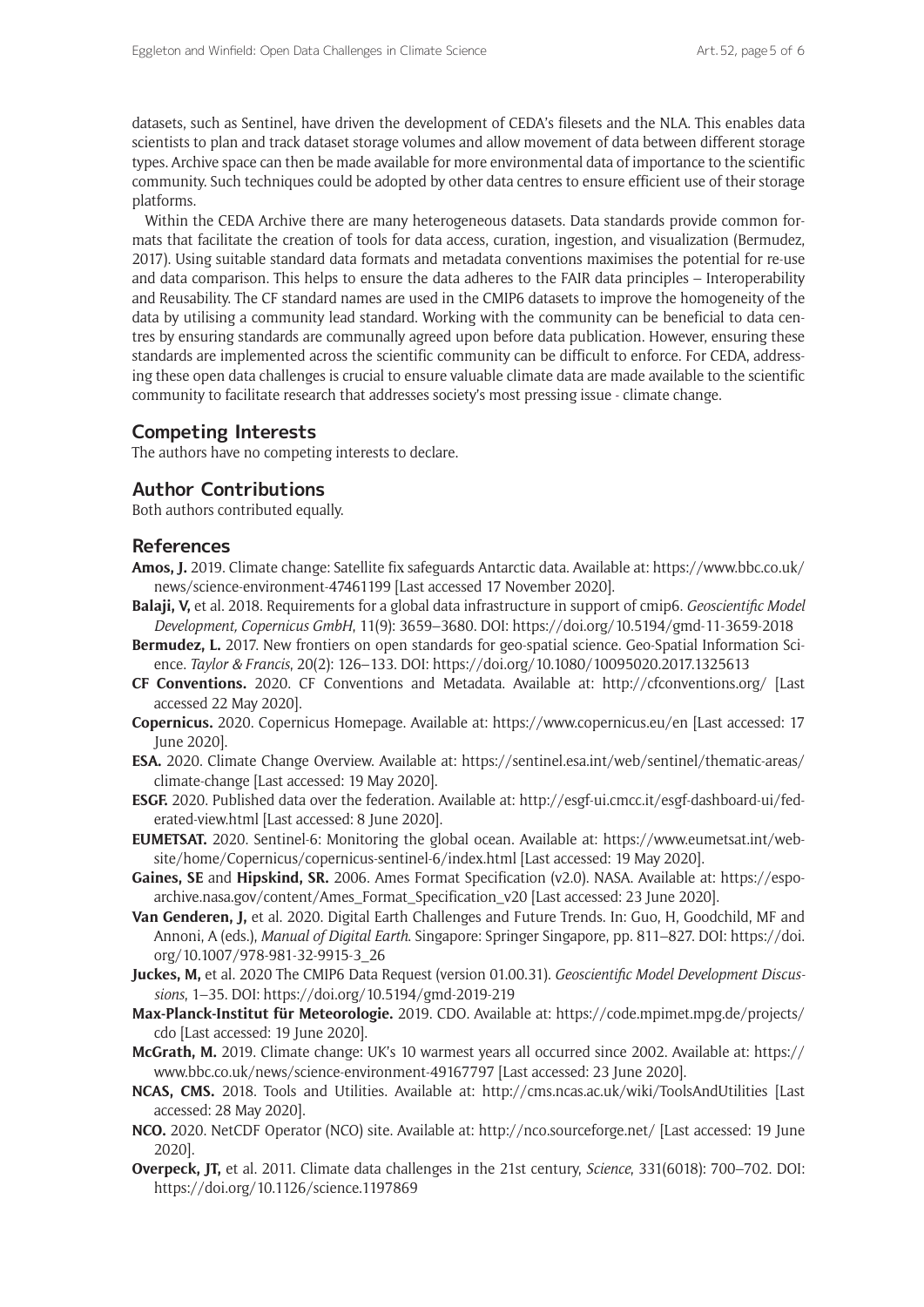datasets, such as Sentinel, have driven the development of CEDA's filesets and the NLA. This enables data scientists to plan and track dataset storage volumes and allow movement of data between different storage types. Archive space can then be made available for more environmental data of importance to the scientific community. Such techniques could be adopted by other data centres to ensure efficient use of their storage platforms.

Within the CEDA Archive there are many heterogeneous datasets. Data standards provide common formats that facilitate the creation of tools for data access, curation, ingestion, and visualization (Bermudez, 2017). Using suitable standard data formats and metadata conventions maximises the potential for re-use and data comparison. This helps to ensure the data adheres to the FAIR data principles – Interoperability and Reusability. The CF standard names are used in the CMIP6 datasets to improve the homogeneity of the data by utilising a community lead standard. Working with the community can be beneficial to data centres by ensuring standards are communally agreed upon before data publication. However, ensuring these standards are implemented across the scientific community can be difficult to enforce. For CEDA, addressing these open data challenges is crucial to ensure valuable climate data are made available to the scientific community to facilitate research that addresses society's most pressing issue - climate change.

## Competing Interests

The authors have no competing interests to declare.

## Author Contributions

Both authors contributed equally.

## References

**Amos, J.** 2019. Climate change: Satellite fix safeguards Antarctic data. Available at: https://www.bbc.co.uk/news/science-environment-47461199 [Last accessed 17 November 2020].

**Balaji, V,** et al. 2018. Requirements for a global data infrastructure in support of cmip6. *Geoscientific Model Development, Copernicus GmbH*, 11(9): 3659–3680. DOI: https://doi.org/10.5194/gmd-11-3659-2018

**Bermudez, L.** 2017. New frontiers on open standards for geo-spatial science. Geo-Spatial Information Science. *Taylor & Francis*, 20(2): 126–133. DOI: https://doi.org/10.1080/10095020.2017.1325613

**CF Conventions.** 2020. CF Conventions and Metadata. Available at: http://cfconventions.org/ [Last accessed 22 May 2020].

**Copernicus.** 2020. Copernicus Homepage. Available at: https://www.copernicus.eu/en [Last accessed: 17 June 2020].

**ESA.** 2020. Climate Change Overview. Available at: https://sentinel.esa.int/web/sentinel/thematic-areas/climate-change [Last accessed: 19 May 2020].

**ESGF.** 2020. Published data over the federation. Available at: http://esgf-ui.cmcc.it/esgf-dashboard-ui/federated-view.html [Last accessed: 8 June 2020].

**EUMETSAT.** 2020. Sentinel-6: Monitoring the global ocean. Available at: https://www.eumetsat.int/website/home/Copernicus/copernicus-sentinel-6/index.html [Last accessed: 19 May 2020].

**Gaines, SE** and **Hipskind, SR.** 2006. Ames Format Specification (v2.0). NASA. Available at: https://espoarchive.nasa.gov/content/Ames_Format_Specification_v20 [Last accessed: 23 June 2020].

**Van Genderen, J,** et al. 2020. Digital Earth Challenges and Future Trends. In: Guo, H, Goodchild, MF and Annoni, A (eds.), *Manual of Digital Earth*. Singapore: Springer Singapore, pp. 811–827. DOI: https://doi.org/10.1007/978-981-32-9915-3_26

**Juckes, M,** et al. 2020 The CMIP6 Data Request (version 01.00.31). *Geoscientific Model Development Discussions*, 1–35. DOI: https://doi.org/10.5194/gmd-2019-219

**Max-Planck-Institut für Meteorologie.** 2019. CDO. Available at: https://code.mpimet.mpg.de/projects/cdo [Last accessed: 19 June 2020].

**McGrath, M.** 2019. Climate change: UK's 10 warmest years all occurred since 2002. Available at: https://www.bbc.co.uk/news/science-environment-49167797 [Last accessed: 23 June 2020].

**NCAS, CMS.** 2018. Tools and Utilities. Available at: http://cms.ncas.ac.uk/wiki/ToolsAndUtilities [Last accessed: 28 May 2020].

**NCO.** 2020. NetCDF Operator (NCO) site. Available at: http://nco.sourceforge.net/ [Last accessed: 19 June 2020].

**Overpeck, JT,** et al. 2011. Climate data challenges in the 21st century, *Science*, 331(6018): 700–702. DOI: https://doi.org/10.1126/science.1197869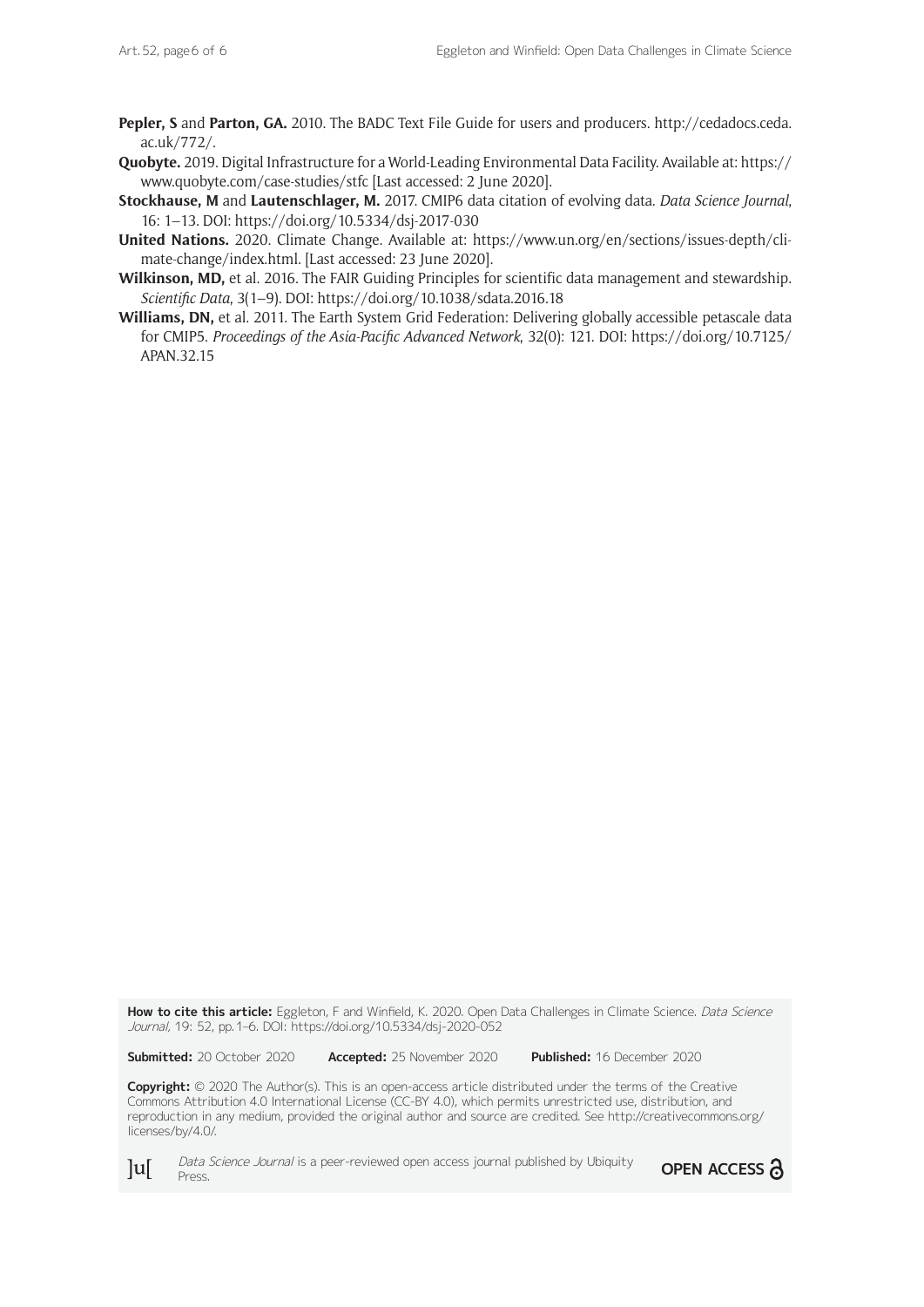**Pepler, S** and **Parton, GA.** 2010. The BADC Text File Guide for users and producers. http://cedadocs.ceda.ac.uk/772/.

**Quobyte.** 2019. Digital Infrastructure for a World-Leading Environmental Data Facility. Available at: https://www.quobyte.com/case-studies/stfc [Last accessed: 2 June 2020].

**Stockhause, M** and **Lautenschlager, M.** 2017. CMIP6 data citation of evolving data. *Data Science Journal*, 16: 1–13. DOI: https://doi.org/10.5334/dsj-2017-030

**United Nations.** 2020. Climate Change. Available at: https://www.un.org/en/sections/issues-depth/climate-change/index.html. [Last accessed: 23 June 2020].

**Wilkinson, MD,** et al. 2016. The FAIR Guiding Principles for scientific data management and stewardship. *Scientific Data*, 3(1–9). DOI: https://doi.org/10.1038/sdata.2016.18

**Williams, DN,** et al. 2011. The Earth System Grid Federation: Delivering globally accessible petascale data for CMIP5. *Proceedings of the Asia-Pacific Advanced Network*, 32(0): 121. DOI: https://doi.org/10.7125/APAN.32.15

**How to cite this article:** Eggleton, F and Winfield, K. 2020. Open Data Challenges in Climate Science. *Data Science Journal*, 19: 52, pp. 1–6. DOI: https://doi.org/10.5334/dsj-2020-052

**Submitted:** 20 October 2020 **Accepted:** 25 November 2020 **Published:** 16 December 2020

**Copyright:** © 2020 The Author(s). This is an open-access article distributed under the terms of the Creative Commons Attribution 4.0 International License (CC-BY 4.0), which permits unrestricted use, distribution, and reproduction in any medium, provided the original author and source are credited. See http://creativecommons.org/licenses/by/4.0/.

*Data Science Journal* is a peer-reviewed open access journal published by Ubiquity Press.

**OPEN ACCESS**